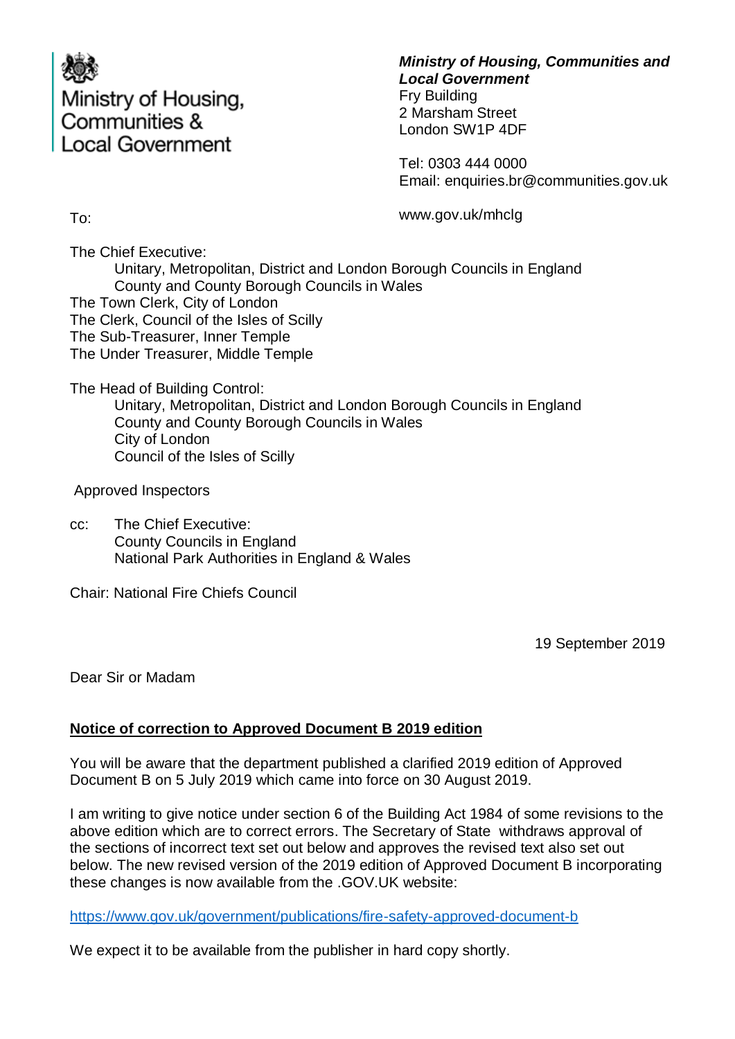Ministry of Housing, Communities & Local Government

***Ministry of Housing, Communities and Local Government***
Fry Building
2 Marsham Street
London SW1P 4DF

Tel: 0303 444 0000
Email: enquiries.br@communities.gov.uk

www.gov.uk/mhclg

To:

The Chief Executive:
  Unitary, Metropolitan, District and London Borough Councils in England
  County and County Borough Councils in Wales
The Town Clerk, City of London
The Clerk, Council of the Isles of Scilly
The Sub-Treasurer, Inner Temple
The Under Treasurer, Middle Temple

The Head of Building Control:
  Unitary, Metropolitan, District and London Borough Councils in England
  County and County Borough Councils in Wales
  City of London
  Council of the Isles of Scilly

Approved Inspectors

cc: The Chief Executive:
  County Councils in England
  National Park Authorities in England & Wales

Chair: National Fire Chiefs Council

19 September 2019

Dear Sir or Madam

**Notice of correction to Approved Document B 2019 edition**

You will be aware that the department published a clarified 2019 edition of Approved Document B on 5 July 2019 which came into force on 30 August 2019.

I am writing to give notice under section 6 of the Building Act 1984 of some revisions to the above edition which are to correct errors. The Secretary of State withdraws approval of the sections of incorrect text set out below and approves the revised text also set out below. The new revised version of the 2019 edition of Approved Document B incorporating these changes is now available from the .GOV.UK website:

https://www.gov.uk/government/publications/fire-safety-approved-document-b

We expect it to be available from the publisher in hard copy shortly.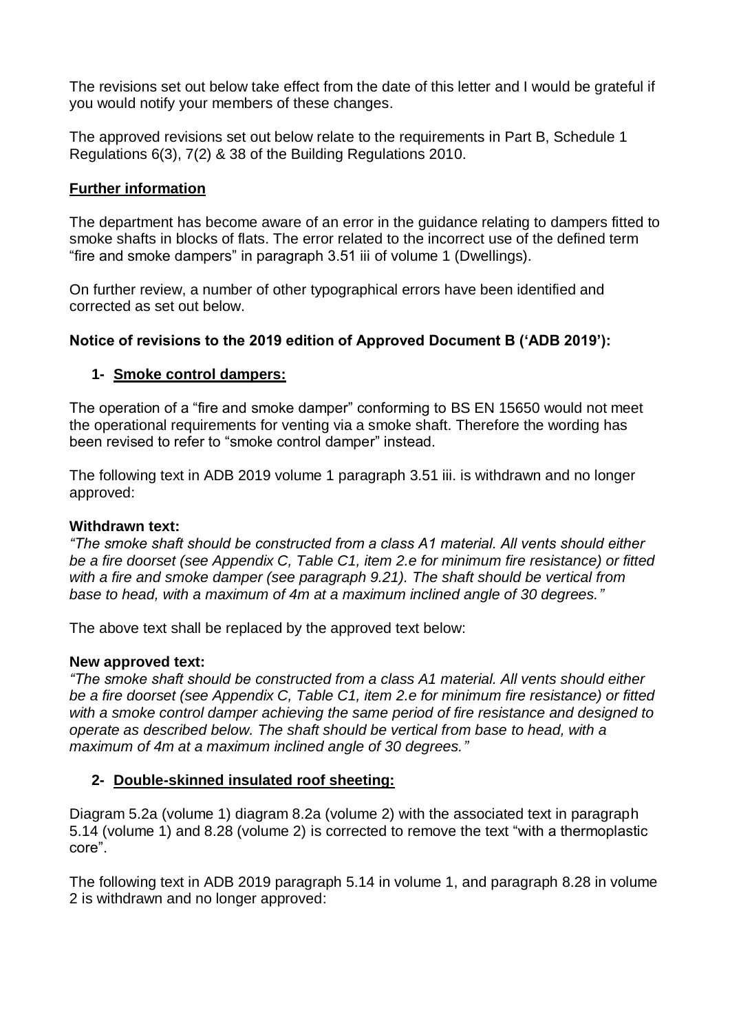The revisions set out below take effect from the date of this letter and I would be grateful if you would notify your members of these changes.

The approved revisions set out below relate to the requirements in Part B, Schedule 1 Regulations 6(3), 7(2) & 38 of the Building Regulations 2010.

## Further information

The department has become aware of an error in the guidance relating to dampers fitted to smoke shafts in blocks of flats. The error related to the incorrect use of the defined term "fire and smoke dampers" in paragraph 3.51 iii of volume 1 (Dwellings).

On further review, a number of other typographical errors have been identified and corrected as set out below.

### Notice of revisions to the 2019 edition of Approved Document B ('ADB 2019'):

#### 1- Smoke control dampers:

The operation of a "fire and smoke damper" conforming to BS EN 15650 would not meet the operational requirements for venting via a smoke shaft. Therefore the wording has been revised to refer to "smoke control damper" instead.

The following text in ADB 2019 volume 1 paragraph 3.51 iii. is withdrawn and no longer approved:

**Withdrawn text:**
*"The smoke shaft should be constructed from a class A1 material. All vents should either be a fire doorset (see Appendix C, Table C1, item 2.e for minimum fire resistance) or fitted with a fire and smoke damper (see paragraph 9.21). The shaft should be vertical from base to head, with a maximum of 4m at a maximum inclined angle of 30 degrees."*

The above text shall be replaced by the approved text below:

**New approved text:**
*"The smoke shaft should be constructed from a class A1 material. All vents should either be a fire doorset (see Appendix C, Table C1, item 2.e for minimum fire resistance) or fitted with a smoke control damper achieving the same period of fire resistance and designed to operate as described below. The shaft should be vertical from base to head, with a maximum of 4m at a maximum inclined angle of 30 degrees."*

#### 2- Double-skinned insulated roof sheeting:

Diagram 5.2a (volume 1) diagram 8.2a (volume 2) with the associated text in paragraph 5.14 (volume 1) and 8.28 (volume 2) is corrected to remove the text "with a thermoplastic core".

The following text in ADB 2019 paragraph 5.14 in volume 1, and paragraph 8.28 in volume 2 is withdrawn and no longer approved: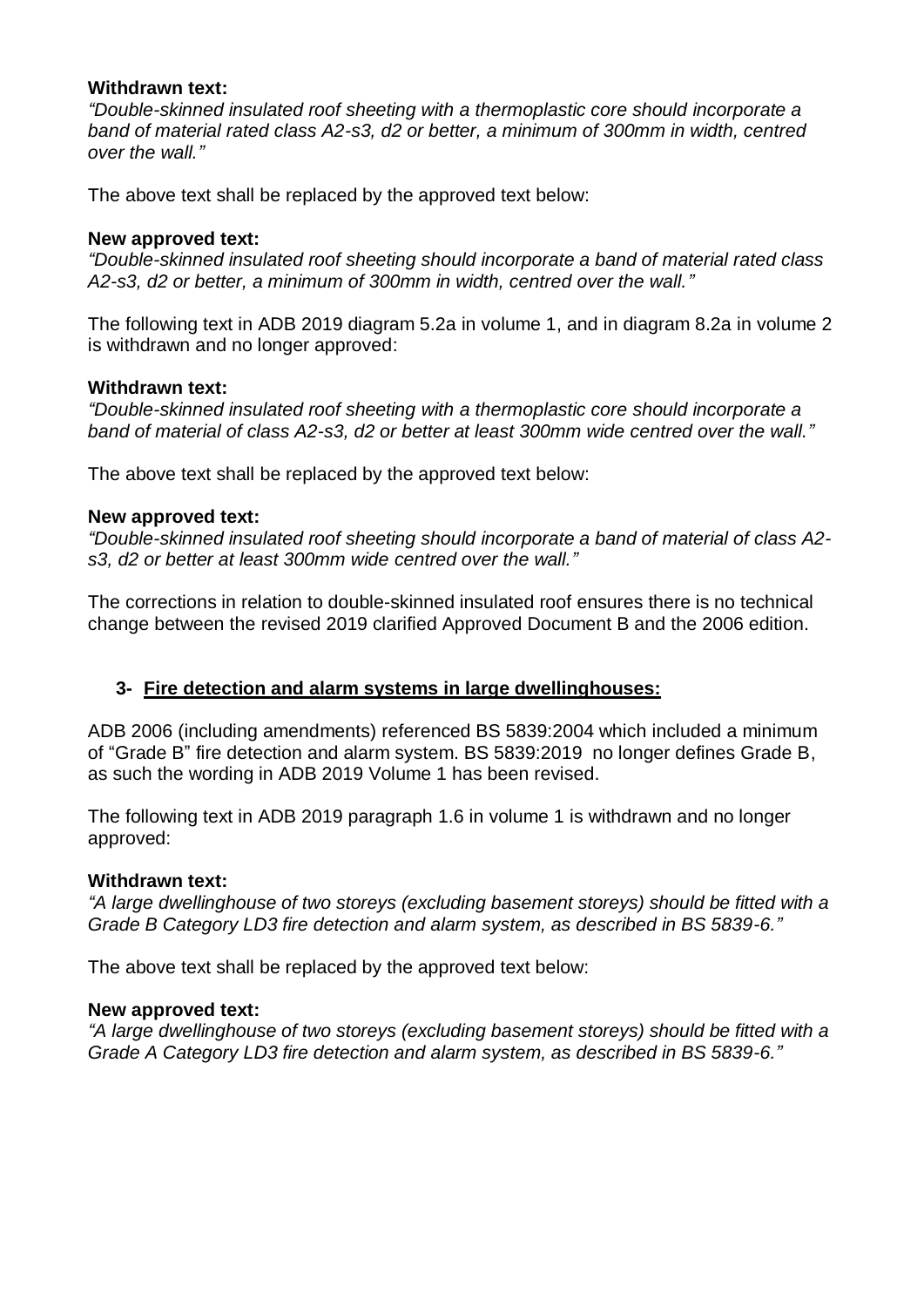**Withdrawn text:**
*"Double-skinned insulated roof sheeting with a thermoplastic core should incorporate a band of material rated class A2-s3, d2 or better, a minimum of 300mm in width, centred over the wall."*

The above text shall be replaced by the approved text below:

**New approved text:**
*"Double-skinned insulated roof sheeting should incorporate a band of material rated class A2-s3, d2 or better, a minimum of 300mm in width, centred over the wall."*

The following text in ADB 2019 diagram 5.2a in volume 1, and in diagram 8.2a in volume 2 is withdrawn and no longer approved:

**Withdrawn text:**
*"Double-skinned insulated roof sheeting with a thermoplastic core should incorporate a band of material of class A2-s3, d2 or better at least 300mm wide centred over the wall."*

The above text shall be replaced by the approved text below:

**New approved text:**
*"Double-skinned insulated roof sheeting should incorporate a band of material of class A2-s3, d2 or better at least 300mm wide centred over the wall."*

The corrections in relation to double-skinned insulated roof ensures there is no technical change between the revised 2019 clarified Approved Document B and the 2006 edition.

## 3- Fire detection and alarm systems in large dwellinghouses:

ADB 2006 (including amendments) referenced BS 5839:2004 which included a minimum of "Grade B" fire detection and alarm system. BS 5839:2019 no longer defines Grade B, as such the wording in ADB 2019 Volume 1 has been revised.

The following text in ADB 2019 paragraph 1.6 in volume 1 is withdrawn and no longer approved:

**Withdrawn text:**
*"A large dwellinghouse of two storeys (excluding basement storeys) should be fitted with a Grade B Category LD3 fire detection and alarm system, as described in BS 5839-6."*

The above text shall be replaced by the approved text below:

**New approved text:**
*"A large dwellinghouse of two storeys (excluding basement storeys) should be fitted with a Grade A Category LD3 fire detection and alarm system, as described in BS 5839-6."*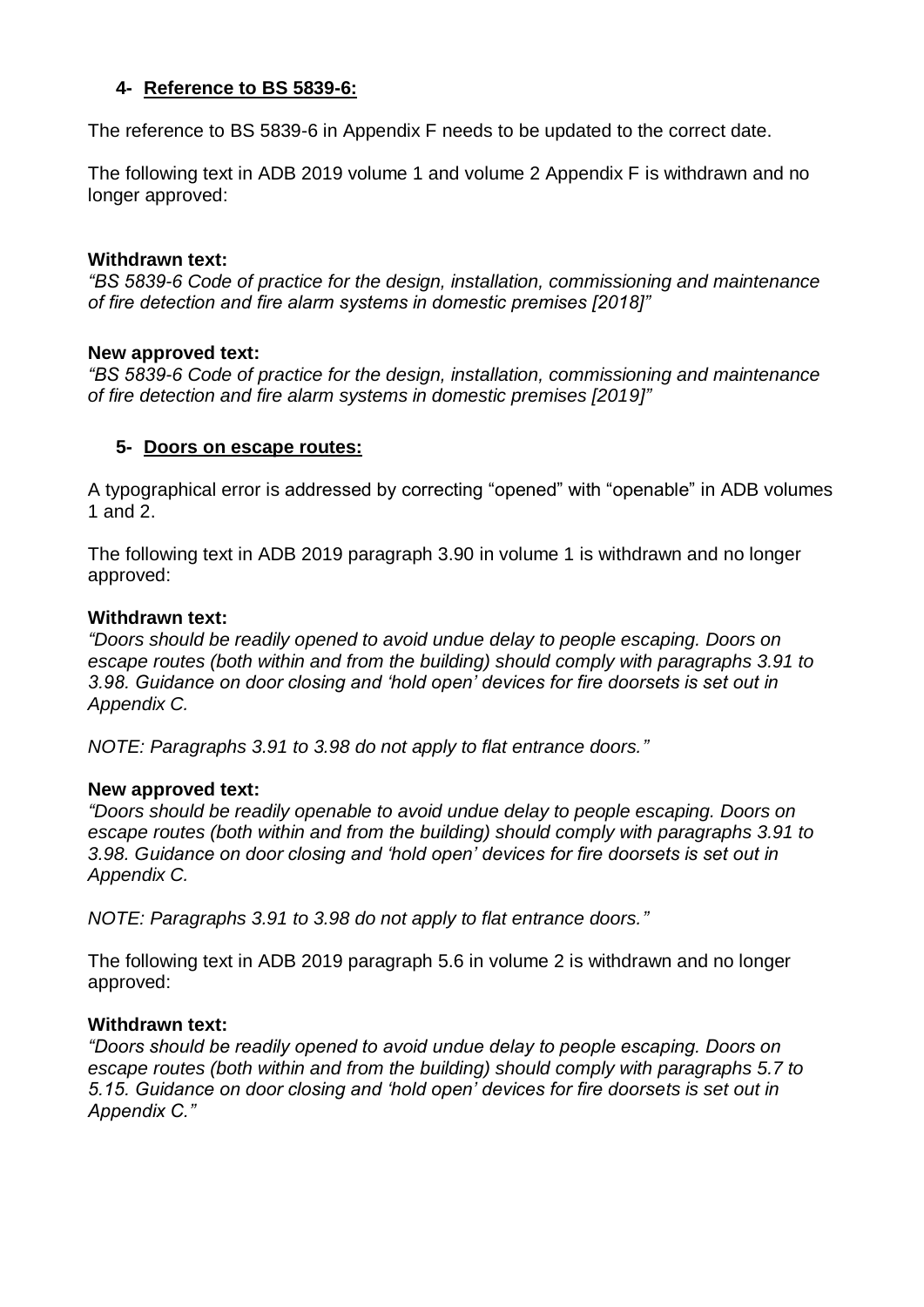## 4- Reference to BS 5839-6:

The reference to BS 5839-6 in Appendix F needs to be updated to the correct date.

The following text in ADB 2019 volume 1 and volume 2 Appendix F is withdrawn and no longer approved:

**Withdrawn text:**
*"BS 5839-6 Code of practice for the design, installation, commissioning and maintenance of fire detection and fire alarm systems in domestic premises [2018]"*

**New approved text:**
*"BS 5839-6 Code of practice for the design, installation, commissioning and maintenance of fire detection and fire alarm systems in domestic premises [2019]"*

## 5- Doors on escape routes:

A typographical error is addressed by correcting "opened" with "openable" in ADB volumes 1 and 2.

The following text in ADB 2019 paragraph 3.90 in volume 1 is withdrawn and no longer approved:

**Withdrawn text:**
*"Doors should be readily opened to avoid undue delay to people escaping. Doors on escape routes (both within and from the building) should comply with paragraphs 3.91 to 3.98. Guidance on door closing and 'hold open' devices for fire doorsets is set out in Appendix C.*

*NOTE: Paragraphs 3.91 to 3.98 do not apply to flat entrance doors."*

**New approved text:**
*"Doors should be readily openable to avoid undue delay to people escaping. Doors on escape routes (both within and from the building) should comply with paragraphs 3.91 to 3.98. Guidance on door closing and 'hold open' devices for fire doorsets is set out in Appendix C.*

*NOTE: Paragraphs 3.91 to 3.98 do not apply to flat entrance doors."*

The following text in ADB 2019 paragraph 5.6 in volume 2 is withdrawn and no longer approved:

**Withdrawn text:**
*"Doors should be readily opened to avoid undue delay to people escaping. Doors on escape routes (both within and from the building) should comply with paragraphs 5.7 to 5.15. Guidance on door closing and 'hold open' devices for fire doorsets is set out in Appendix C."*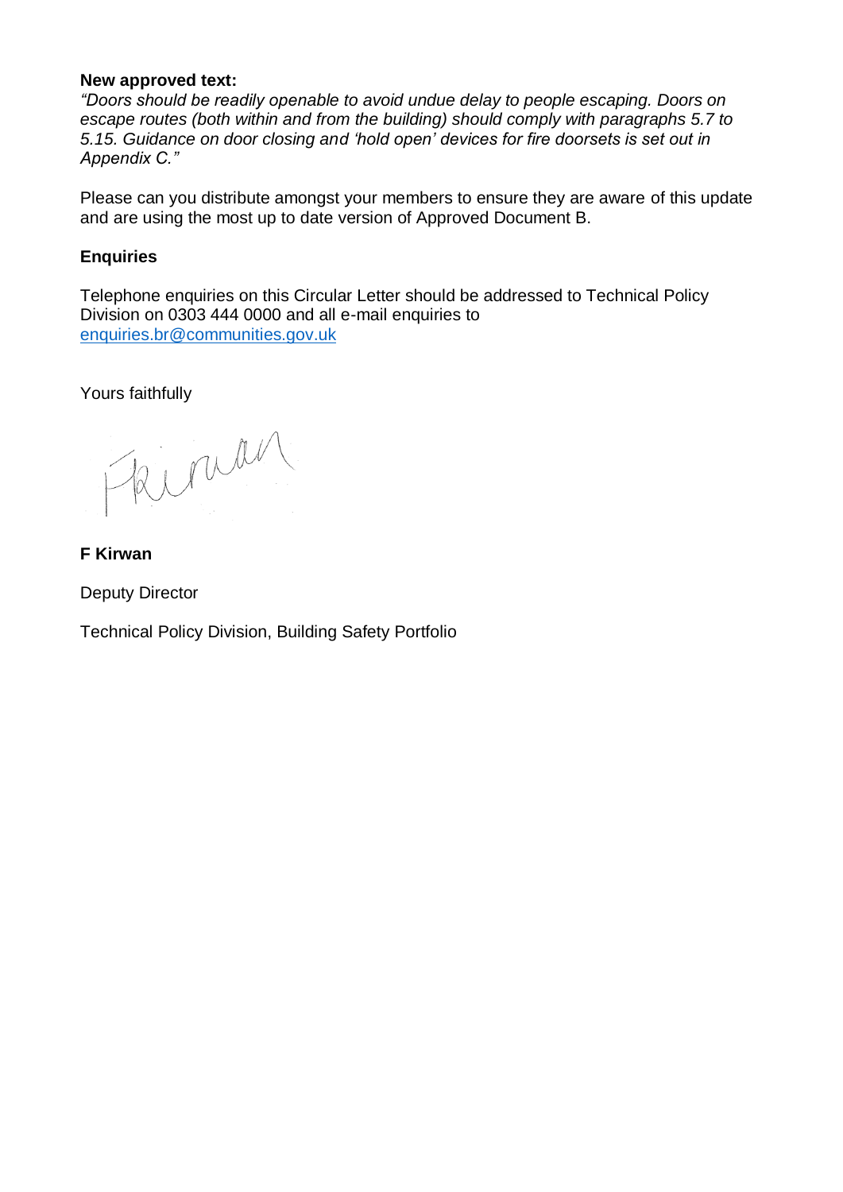**New approved text:**

*"Doors should be readily openable to avoid undue delay to people escaping. Doors on escape routes (both within and from the building) should comply with paragraphs 5.7 to 5.15. Guidance on door closing and 'hold open' devices for fire doorsets is set out in Appendix C."*

Please can you distribute amongst your members to ensure they are aware of this update and are using the most up to date version of Approved Document B.

**Enquiries**

Telephone enquiries on this Circular Letter should be addressed to Technical Policy Division on 0303 444 0000 and all e-mail enquiries to enquiries.br@communities.gov.uk

Yours faithfully

**F Kirwan**

Deputy Director

Technical Policy Division, Building Safety Portfolio